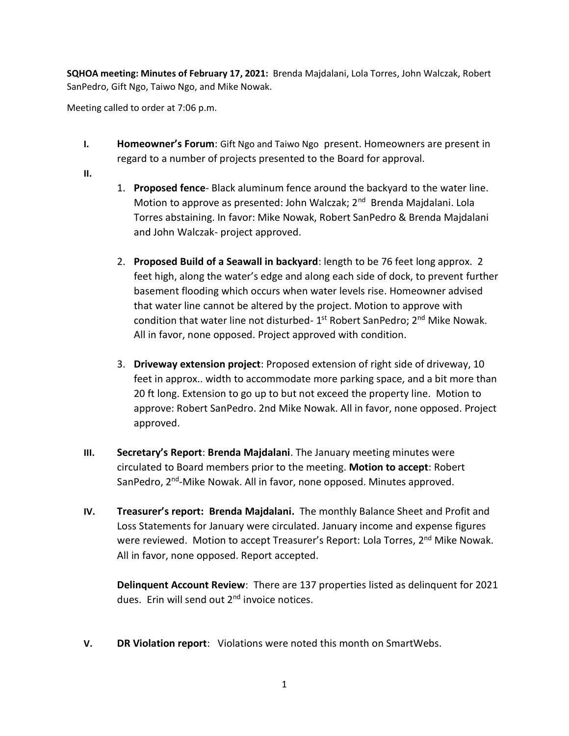**SQHOA meeting: Minutes of February 17, 2021:** Brenda Majdalani, Lola Torres, John Walczak, Robert SanPedro, Gift Ngo, Taiwo Ngo, and Mike Nowak.

Meeting called to order at 7:06 p.m.

**I.** **Homeowner's Forum**: Gift Ngo and Taiwo Ngo present. Homeowners are present in regard to a number of projects presented to the Board for approval.

**II.**

1. **Proposed fence**- Black aluminum fence around the backyard to the water line. Motion to approve as presented: John Walczak; 2nd Brenda Majdalani. Lola Torres abstaining. In favor: Mike Nowak, Robert SanPedro & Brenda Majdalani and John Walczak- project approved.

2. **Proposed Build of a Seawall in backyard**: length to be 76 feet long approx. 2 feet high, along the water's edge and along each side of dock, to prevent further basement flooding which occurs when water levels rise. Homeowner advised that water line cannot be altered by the project. Motion to approve with condition that water line not disturbed- 1st Robert SanPedro; 2nd Mike Nowak. All in favor, none opposed. Project approved with condition.

3. **Driveway extension project**: Proposed extension of right side of driveway, 10 feet in approx.. width to accommodate more parking space, and a bit more than 20 ft long. Extension to go up to but not exceed the property line. Motion to approve: Robert SanPedro. 2nd Mike Nowak. All in favor, none opposed. Project approved.

**III.** **Secretary's Report**: **Brenda Majdalani**. The January meeting minutes were circulated to Board members prior to the meeting. **Motion to accept**: Robert SanPedro, 2nd-Mike Nowak. All in favor, none opposed. Minutes approved.

**IV.** **Treasurer's report: Brenda Majdalani.** The monthly Balance Sheet and Profit and Loss Statements for January were circulated. January income and expense figures were reviewed. Motion to accept Treasurer's Report: Lola Torres, 2nd Mike Nowak. All in favor, none opposed. Report accepted.

**Delinquent Account Review**: There are 137 properties listed as delinquent for 2021 dues. Erin will send out 2nd invoice notices.

**V.** **DR Violation report**: Violations were noted this month on SmartWebs.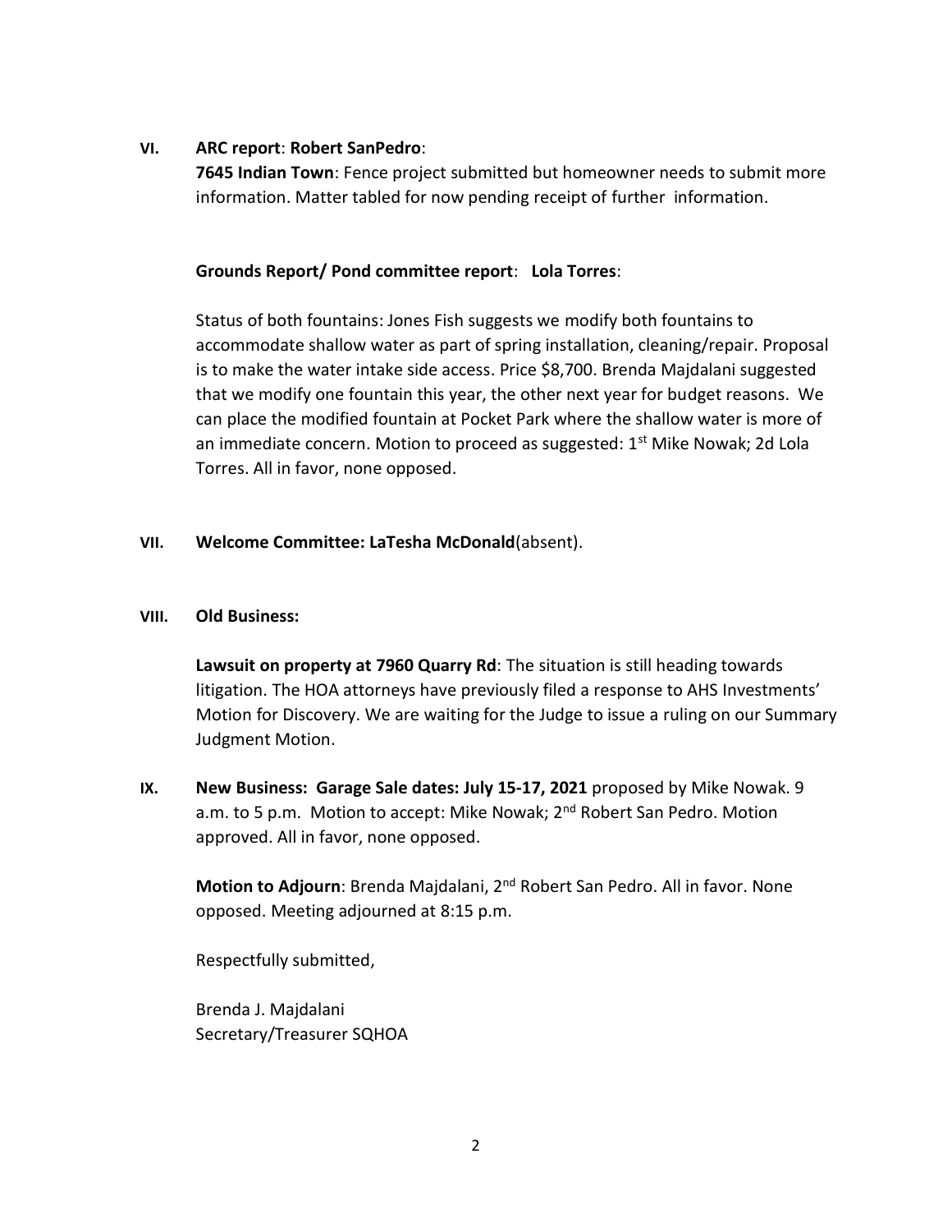**VI. ARC report**: **Robert SanPedro**:

**7645 Indian Town**: Fence project submitted but homeowner needs to submit more information. Matter tabled for now pending receipt of further information.

**Grounds Report/ Pond committee report**: **Lola Torres**:

Status of both fountains: Jones Fish suggests we modify both fountains to accommodate shallow water as part of spring installation, cleaning/repair. Proposal is to make the water intake side access. Price $8,700. Brenda Majdalani suggested that we modify one fountain this year, the other next year for budget reasons. We can place the modified fountain at Pocket Park where the shallow water is more of an immediate concern. Motion to proceed as suggested: 1st Mike Nowak; 2d Lola Torres. All in favor, none opposed.

**VII. Welcome Committee: LaTesha McDonald**(absent).

**VIII. Old Business:**

**Lawsuit on property at 7960 Quarry Rd**: The situation is still heading towards litigation. The HOA attorneys have previously filed a response to AHS Investments' Motion for Discovery. We are waiting for the Judge to issue a ruling on our Summary Judgment Motion.

**IX. New Business: Garage Sale dates: July 15-17, 2021** proposed by Mike Nowak. 9 a.m. to 5 p.m. Motion to accept: Mike Nowak; 2nd Robert San Pedro. Motion approved. All in favor, none opposed.

**Motion to Adjourn**: Brenda Majdalani, 2nd Robert San Pedro. All in favor. None opposed. Meeting adjourned at 8:15 p.m.

Respectfully submitted,

Brenda J. Majdalani
Secretary/Treasurer SQHOA